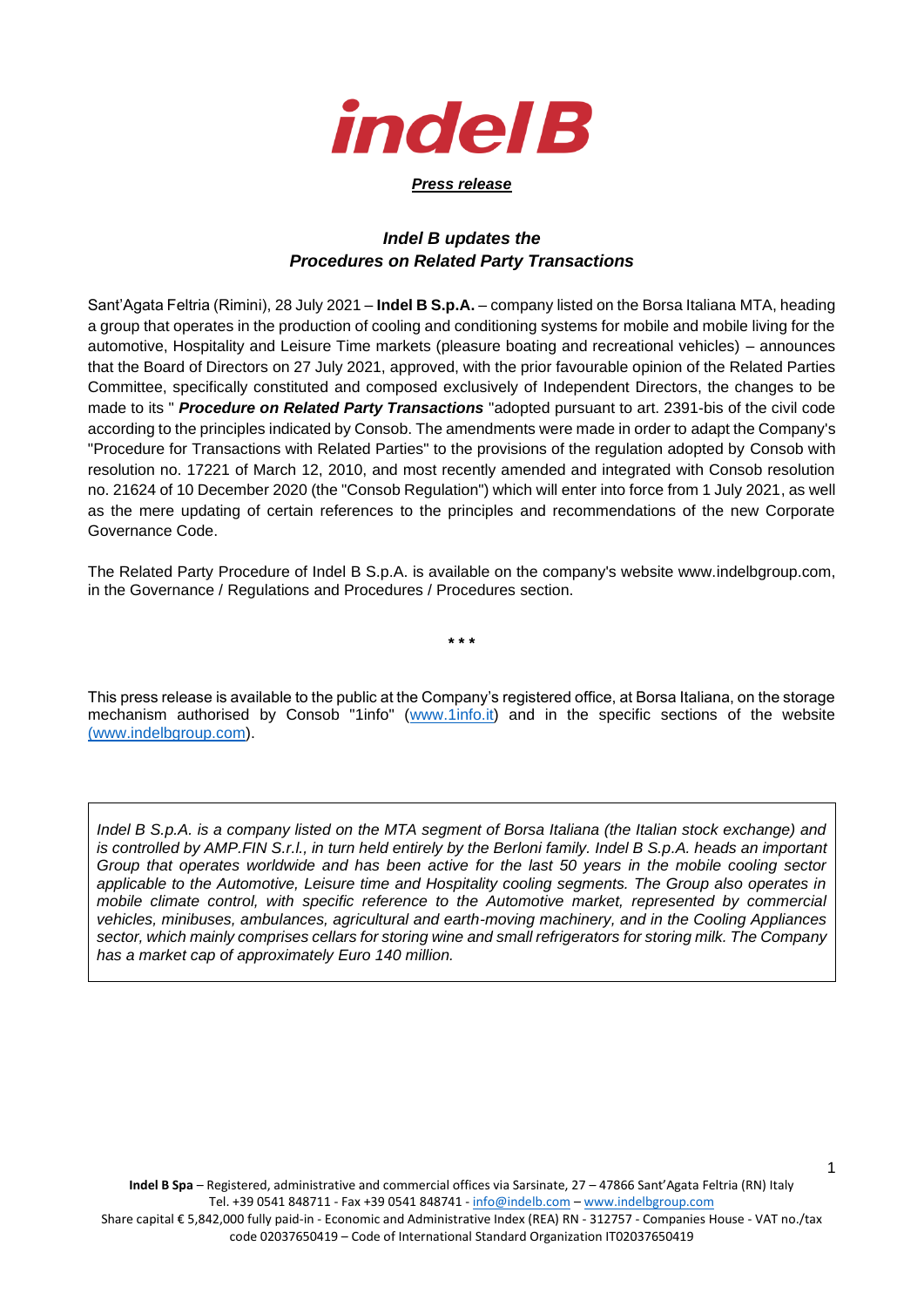**indel B**

***Press release***

## *Indel B updates the Procedures on Related Party Transactions*

Sant'Agata Feltria (Rimini), 28 July 2021 – **Indel B S.p.A.** – company listed on the Borsa Italiana MTA, heading a group that operates in the production of cooling and conditioning systems for mobile and mobile living for the automotive, Hospitality and Leisure Time markets (pleasure boating and recreational vehicles) – announces that the Board of Directors on 27 July 2021, approved, with the prior favourable opinion of the Related Parties Committee, specifically constituted and composed exclusively of Independent Directors, the changes to be made to its " ***Procedure on Related Party Transactions*** "adopted pursuant to art. 2391-bis of the civil code according to the principles indicated by Consob. The amendments were made in order to adapt the Company's "Procedure for Transactions with Related Parties" to the provisions of the regulation adopted by Consob with resolution no. 17221 of March 12, 2010, and most recently amended and integrated with Consob resolution no. 21624 of 10 December 2020 (the "Consob Regulation") which will enter into force from 1 July 2021, as well as the mere updating of certain references to the principles and recommendations of the new Corporate Governance Code.

The Related Party Procedure of Indel B S.p.A. is available on the company's website www.indelbgroup.com, in the Governance / Regulations and Procedures / Procedures section.

\* \* \*

This press release is available to the public at the Company's registered office, at Borsa Italiana, on the storage mechanism authorised by Consob "1info" (www.1info.it) and in the specific sections of the website (www.indelbgroup.com).

*Indel B S.p.A. is a company listed on the MTA segment of Borsa Italiana (the Italian stock exchange) and is controlled by AMP.FIN S.r.l., in turn held entirely by the Berloni family. Indel B S.p.A. heads an important Group that operates worldwide and has been active for the last 50 years in the mobile cooling sector applicable to the Automotive, Leisure time and Hospitality cooling segments. The Group also operates in mobile climate control, with specific reference to the Automotive market, represented by commercial vehicles, minibuses, ambulances, agricultural and earth-moving machinery, and in the Cooling Appliances sector, which mainly comprises cellars for storing wine and small refrigerators for storing milk. The Company has a market cap of approximately Euro 140 million.*

**Indel B Spa** – Registered, administrative and commercial offices via Sarsinate, 27 – 47866 Sant'Agata Feltria (RN) Italy
Tel. +39 0541 848711 - Fax +39 0541 848741 - info@indelb.com – www.indelbgroup.com
Share capital € 5,842,000 fully paid-in - Economic and Administrative Index (REA) RN - 312757 - Companies House - VAT no./tax code 02037650419 – Code of International Standard Organization IT02037650419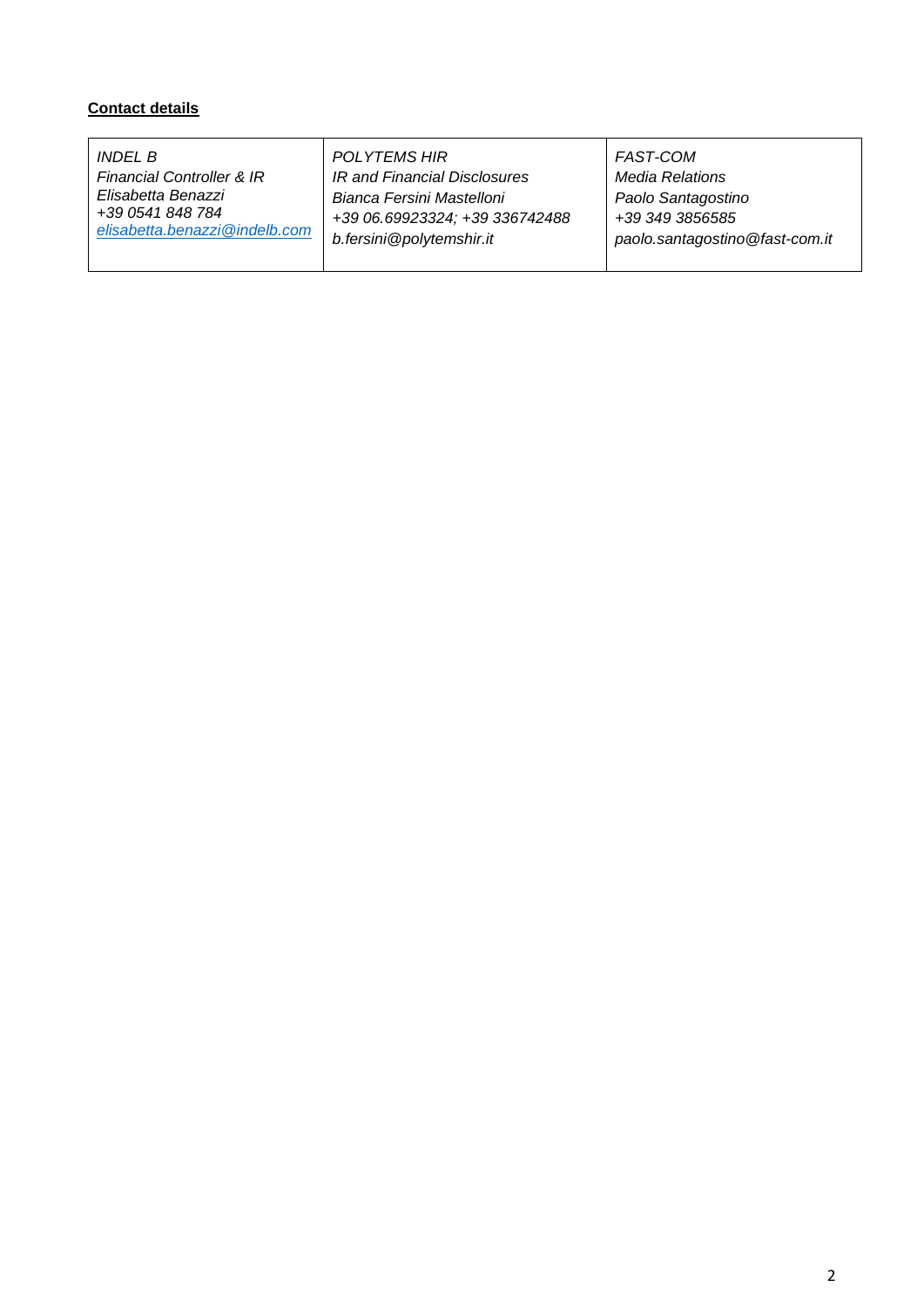**Contact details**

| | | |
|---|---|---|
| *INDEL B*<br>*Financial Controller & IR*<br>*Elisabetta Benazzi*<br>*+39 0541 848 784*<br>*elisabetta.benazzi@indelb.com* | *POLYTEMS HIR*<br>*IR and Financial Disclosures*<br>*Bianca Fersini Mastelloni*<br>*+39 06.69923324; +39 336742488*<br>*b.fersini@polytemshir.it* | *FAST-COM*<br>*Media Relations*<br>*Paolo Santagostino*<br>*+39 349 3856585*<br>*paolo.santagostino@fast-com.it* |